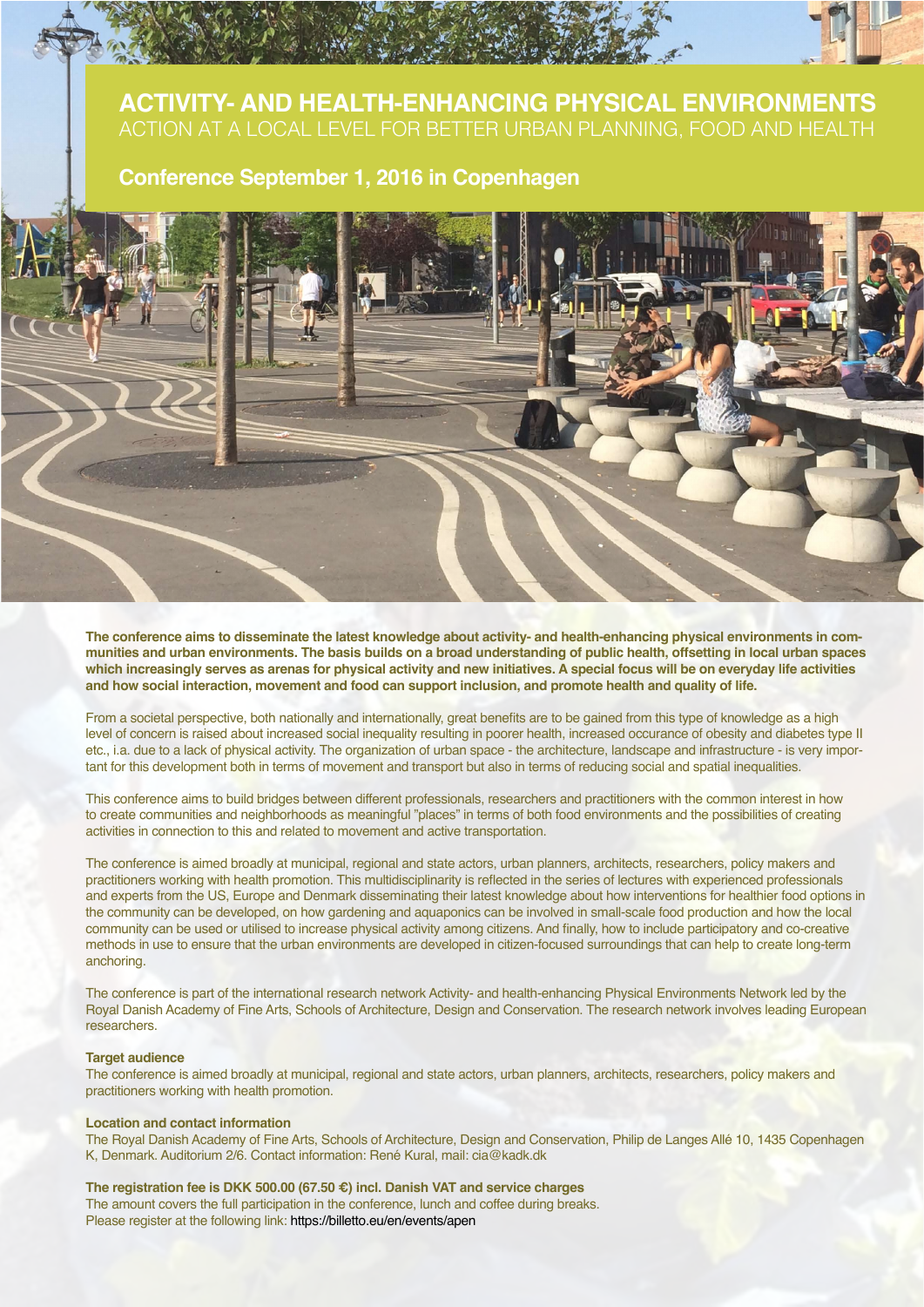# ACTIVITY- AND HEALTH-ENHANCING PHYSICAL ENVIRONMENTS

## ACTION AT A LOCAL LEVEL FOR BETTER URBAN PLANNING, FOOD AND HEALTH

### Conference September 1, 2016 in Copenhagen

**The conference aims to disseminate the latest knowledge about activity- and health-enhancing physical environments in communities and urban environments. The basis builds on a broad understanding of public health, offsetting in local urban spaces which increasingly serves as arenas for physical activity and new initiatives. A special focus will be on everyday life activities and how social interaction, movement and food can support inclusion, and promote health and quality of life.**

From a societal perspective, both nationally and internationally, great benefits are to be gained from this type of knowledge as a high level of concern is raised about increased social inequality resulting in poorer health, increased occurance of obesity and diabetes type II etc., i.a. due to a lack of physical activity. The organization of urban space - the architecture, landscape and infrastructure - is very important for this development both in terms of movement and transport but also in terms of reducing social and spatial inequalities.

This conference aims to build bridges between different professionals, researchers and practitioners with the common interest in how to create communities and neighborhoods as meaningful "places" in terms of both food environments and the possibilities of creating activities in connection to this and related to movement and active transportation.

The conference is aimed broadly at municipal, regional and state actors, urban planners, architects, researchers, policy makers and practitioners working with health promotion. This multidisciplinarity is reflected in the series of lectures with experienced professionals and experts from the US, Europe and Denmark disseminating their latest knowledge about how interventions for healthier food options in the community can be developed, on how gardening and aquaponics can be involved in small-scale food production and how the local community can be used or utilised to increase physical activity among citizens. And finally, how to include participatory and co-creative methods in use to ensure that the urban environments are developed in citizen-focused surroundings that can help to create long-term anchoring.

The conference is part of the international research network Activity- and health-enhancing Physical Environments Network led by the Royal Danish Academy of Fine Arts, Schools of Architecture, Design and Conservation. The research network involves leading European researchers.

**Target audience**

The conference is aimed broadly at municipal, regional and state actors, urban planners, architects, researchers, policy makers and practitioners working with health promotion.

**Location and contact information**

The Royal Danish Academy of Fine Arts, Schools of Architecture, Design and Conservation, Philip de Langes Allé 10, 1435 Copenhagen K, Denmark. Auditorium 2/6. Contact information: René Kural, mail: cia@kadk.dk

**The registration fee is DKK 500.00 (67.50 €) incl. Danish VAT and service charges**

The amount covers the full participation in the conference, lunch and coffee during breaks.
Please register at the following link: https://billetto.eu/en/events/apen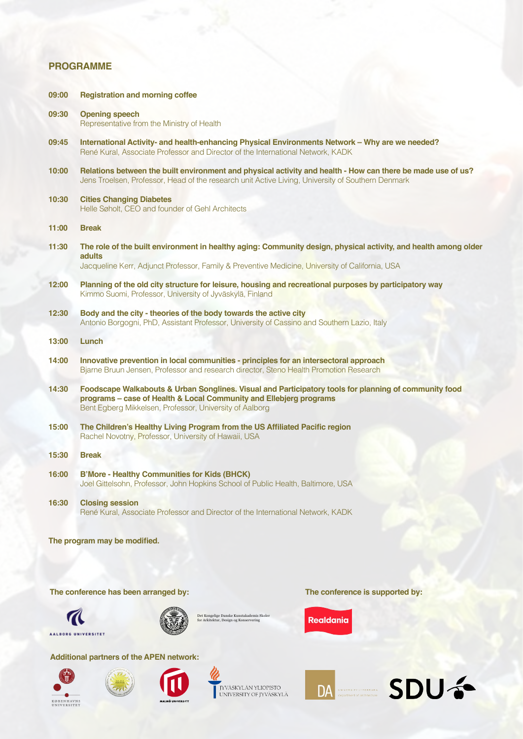## PROGRAMME

**09:00** **Registration and morning coffee**

**09:30** **Opening speech**
Representative from the Ministry of Health

**09:45** **International Activity- and health-enhancing Physical Environments Network – Why are we needed?**
René Kural, Associate Professor and Director of the International Network, KADK

**10:00** **Relations between the built environment and physical activity and health - How can there be made use of us?**
Jens Troelsen, Professor, Head of the research unit Active Living, University of Southern Denmark

**10:30** **Cities Changing Diabetes**
Helle Søholt, CEO and founder of Gehl Architects

**11:00** **Break**

**11:30** **The role of the built environment in healthy aging: Community design, physical activity, and health among older adults**
Jacqueline Kerr, Adjunct Professor, Family & Preventive Medicine, University of California, USA

**12:00** **Planning of the old city structure for leisure, housing and recreational purposes by participatory way**
Kimmo Suomi, Professor, University of Jyväskylä, Finland

**12:30** **Body and the city - theories of the body towards the active city**
Antonio Borgogni, PhD, Assistant Professor, University of Cassino and Southern Lazio, Italy

**13:00** **Lunch**

**14:00** **Innovative prevention in local communities - principles for an intersectoral approach**
Bjarne Bruun Jensen, Professor and research director, Steno Health Promotion Research

**14:30** **Foodscape Walkabouts & Urban Songlines. Visual and Participatory tools for planning of community food programs – case of Health & Local Community and Ellebjerg programs**
Bent Egberg Mikkelsen, Professor, University of Aalborg

**15:00** **The Children's Healthy Living Program from the US Affiliated Pacific region**
Rachel Novotny, Professor, University of Hawaii, USA

**15:30** **Break**

**16:00** **B'More - Healthy Communities for Kids (BHCK)**
Joel Gittelsohn, Professor, John Hopkins School of Public Health, Baltimore, USA

**16:30** **Closing session**
René Kural, Associate Professor and Director of the International Network, KADK

**The program may be modified.**

**The conference has been arranged by:**

AALBORG UNIVERSITET

Det Kongelige Danske Kunstakademis Skoler for Arkitektur, Design og Konservering

**The conference is supported by:**

Realdania

**Additional partners of the APEN network:**

KØBENHAVNS UNIVERSITET

MALMÖ UNIVERSITY

JYVÄSKYLÄN YLIOPISTO
UNIVERSITY OF JYVÄSKYLÄ

DA

SDU